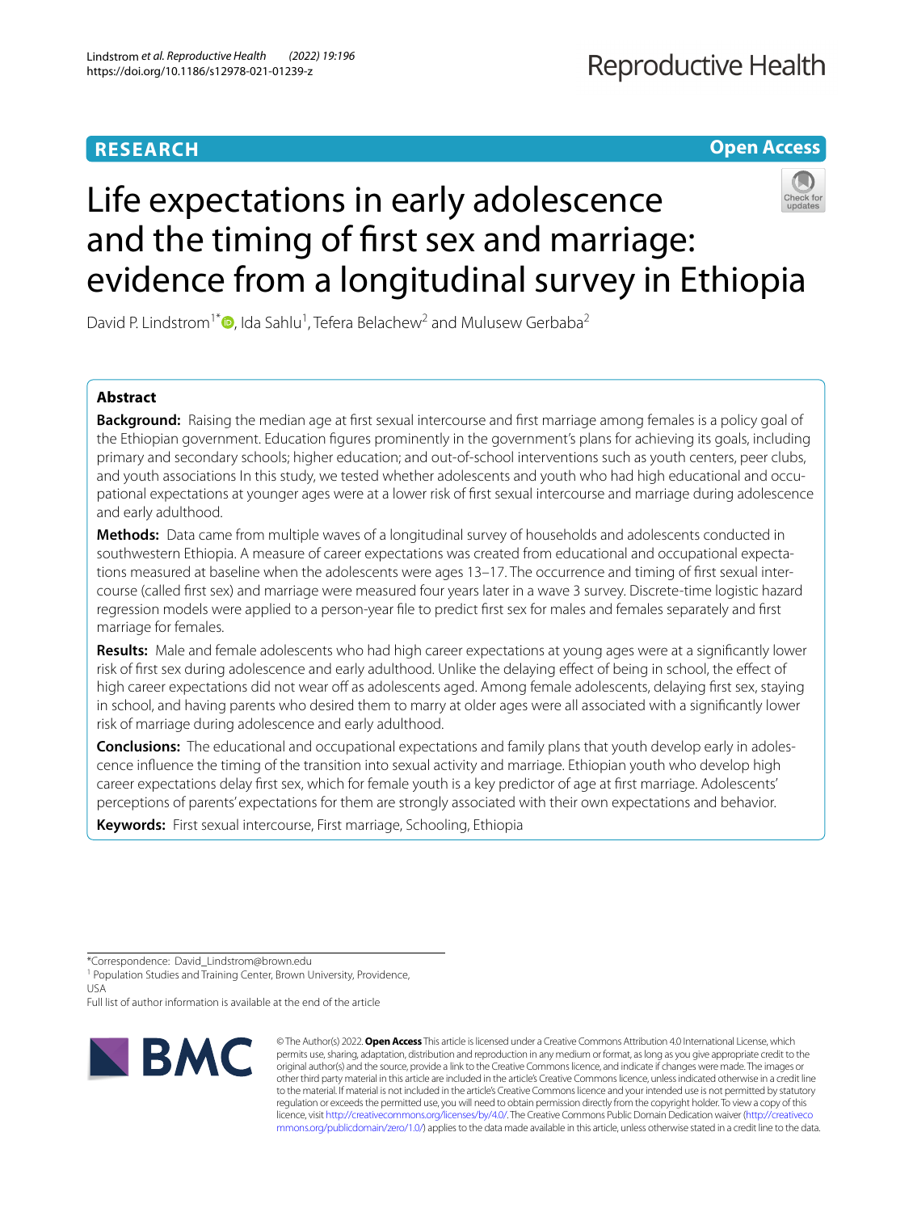**RESEARCH** **Open Access**

# Life expectations in early adolescence and the timing of first sex and marriage: evidence from a longitudinal survey in Ethiopia

David P. Lindstrom[1*], Ida Sahlu[1], Tefera Belachew[2] and Mulusew Gerbaba[2]

## Abstract

**Background:** Raising the median age at first sexual intercourse and first marriage among females is a policy goal of the Ethiopian government. Education figures prominently in the government's plans for achieving its goals, including primary and secondary schools; higher education; and out-of-school interventions such as youth centers, peer clubs, and youth associations In this study, we tested whether adolescents and youth who had high educational and occupational expectations at younger ages were at a lower risk of first sexual intercourse and marriage during adolescence and early adulthood.

**Methods:** Data came from multiple waves of a longitudinal survey of households and adolescents conducted in southwestern Ethiopia. A measure of career expectations was created from educational and occupational expectations measured at baseline when the adolescents were ages 13–17. The occurrence and timing of first sexual intercourse (called first sex) and marriage were measured four years later in a wave 3 survey. Discrete-time logistic hazard regression models were applied to a person-year file to predict first sex for males and females separately and first marriage for females.

**Results:** Male and female adolescents who had high career expectations at young ages were at a significantly lower risk of first sex during adolescence and early adulthood. Unlike the delaying effect of being in school, the effect of high career expectations did not wear off as adolescents aged. Among female adolescents, delaying first sex, staying in school, and having parents who desired them to marry at older ages were all associated with a significantly lower risk of marriage during adolescence and early adulthood.

**Conclusions:** The educational and occupational expectations and family plans that youth develop early in adolescence influence the timing of the transition into sexual activity and marriage. Ethiopian youth who develop high career expectations delay first sex, which for female youth is a key predictor of age at first marriage. Adolescents' perceptions of parents' expectations for them are strongly associated with their own expectations and behavior.

**Keywords:** First sexual intercourse, First marriage, Schooling, Ethiopia

*Correspondence: David_Lindstrom@brown.edu

[1] Population Studies and Training Center, Brown University, Providence, USA

Full list of author information is available at the end of the article

© The Author(s) 2022. **Open Access** This article is licensed under a Creative Commons Attribution 4.0 International License, which permits use, sharing, adaptation, distribution and reproduction in any medium or format, as long as you give appropriate credit to the original author(s) and the source, provide a link to the Creative Commons licence, and indicate if changes were made. The images or other third party material in this article are included in the article's Creative Commons licence, unless indicated otherwise in a credit line to the material. If material is not included in the article's Creative Commons licence and your intended use is not permitted by statutory regulation or exceeds the permitted use, you will need to obtain permission directly from the copyright holder. To view a copy of this licence, visit http://creativecommons.org/licenses/by/4.0/. The Creative Commons Public Domain Dedication waiver (http://creativecommons.org/publicdomain/zero/1.0/) applies to the data made available in this article, unless otherwise stated in a credit line to the data.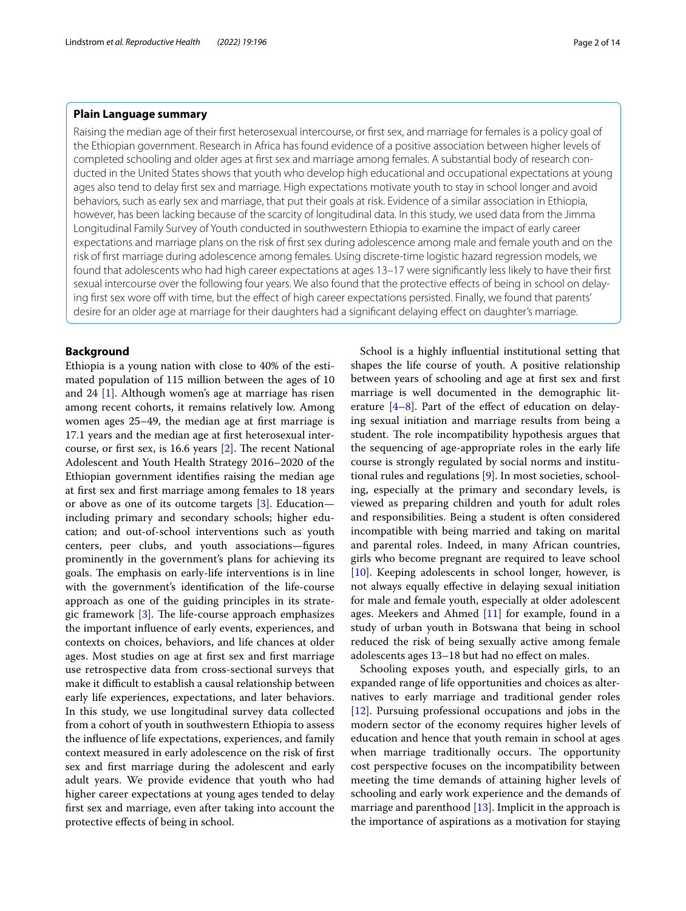### Plain Language summary

Raising the median age of their first heterosexual intercourse, or first sex, and marriage for females is a policy goal of the Ethiopian government. Research in Africa has found evidence of a positive association between higher levels of completed schooling and older ages at first sex and marriage among females. A substantial body of research conducted in the United States shows that youth who develop high educational and occupational expectations at young ages also tend to delay first sex and marriage. High expectations motivate youth to stay in school longer and avoid behaviors, such as early sex and marriage, that put their goals at risk. Evidence of a similar association in Ethiopia, however, has been lacking because of the scarcity of longitudinal data. In this study, we used data from the Jimma Longitudinal Family Survey of Youth conducted in southwestern Ethiopia to examine the impact of early career expectations and marriage plans on the risk of first sex during adolescence among male and female youth and on the risk of first marriage during adolescence among females. Using discrete-time logistic hazard regression models, we found that adolescents who had high career expectations at ages 13–17 were significantly less likely to have their first sexual intercourse over the following four years. We also found that the protective effects of being in school on delaying first sex wore off with time, but the effect of high career expectations persisted. Finally, we found that parents' desire for an older age at marriage for their daughters had a significant delaying effect on daughter's marriage.

## Background

Ethiopia is a young nation with close to 40% of the estimated population of 115 million between the ages of 10 and 24 [1]. Although women's age at marriage has risen among recent cohorts, it remains relatively low. Among women ages 25–49, the median age at first marriage is 17.1 years and the median age at first heterosexual intercourse, or first sex, is 16.6 years [2]. The recent National Adolescent and Youth Health Strategy 2016–2020 of the Ethiopian government identifies raising the median age at first sex and first marriage among females to 18 years or above as one of its outcome targets [3]. Education—including primary and secondary schools; higher education; and out-of-school interventions such as youth centers, peer clubs, and youth associations—figures prominently in the government's plans for achieving its goals. The emphasis on early-life interventions is in line with the government's identification of the life-course approach as one of the guiding principles in its strategic framework [3]. The life-course approach emphasizes the important influence of early events, experiences, and contexts on choices, behaviors, and life chances at older ages. Most studies on age at first sex and first marriage use retrospective data from cross-sectional surveys that make it difficult to establish a causal relationship between early life experiences, expectations, and later behaviors. In this study, we use longitudinal survey data collected from a cohort of youth in southwestern Ethiopia to assess the influence of life expectations, experiences, and family context measured in early adolescence on the risk of first sex and first marriage during the adolescent and early adult years. We provide evidence that youth who had higher career expectations at young ages tended to delay first sex and marriage, even after taking into account the protective effects of being in school.

School is a highly influential institutional setting that shapes the life course of youth. A positive relationship between years of schooling and age at first sex and first marriage is well documented in the demographic literature [4–8]. Part of the effect of education on delaying sexual initiation and marriage results from being a student. The role incompatibility hypothesis argues that the sequencing of age-appropriate roles in the early life course is strongly regulated by social norms and institutional rules and regulations [9]. In most societies, schooling, especially at the primary and secondary levels, is viewed as preparing children and youth for adult roles and responsibilities. Being a student is often considered incompatible with being married and taking on marital and parental roles. Indeed, in many African countries, girls who become pregnant are required to leave school [10]. Keeping adolescents in school longer, however, is not always equally effective in delaying sexual initiation for male and female youth, especially at older adolescent ages. Meekers and Ahmed [11] for example, found in a study of urban youth in Botswana that being in school reduced the risk of being sexually active among female adolescents ages 13–18 but had no effect on males.

Schooling exposes youth, and especially girls, to an expanded range of life opportunities and choices as alternatives to early marriage and traditional gender roles [12]. Pursuing professional occupations and jobs in the modern sector of the economy requires higher levels of education and hence that youth remain in school at ages when marriage traditionally occurs. The opportunity cost perspective focuses on the incompatibility between meeting the time demands of attaining higher levels of schooling and early work experience and the demands of marriage and parenthood [13]. Implicit in the approach is the importance of aspirations as a motivation for staying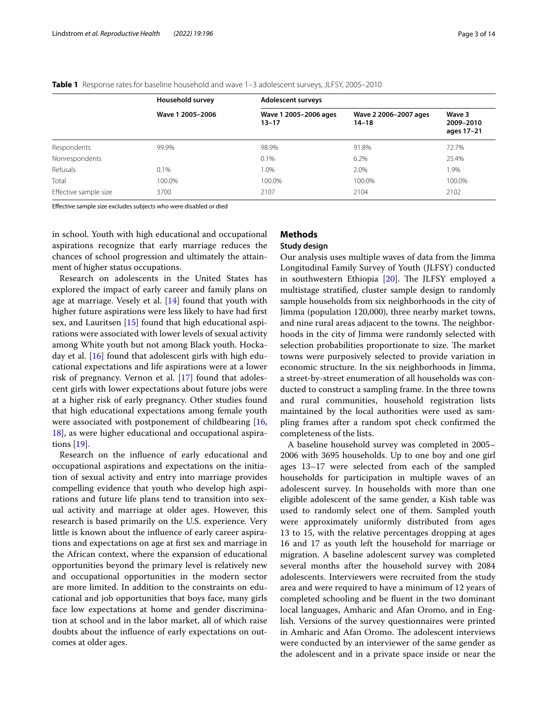**Table 1** Response rates for baseline household and wave 1–3 adolescent surveys, JLFSY, 2005–2010

| | Household survey | Adolescent surveys | | |
|---|---|---|---|---|
| | Wave 1 2005–2006 | Wave 1 2005–2006 ages 13–17 | Wave 2 2006–2007 ages 14–18 | Wave 3 2009–2010 ages 17–21 |
| Respondents | 99.9% | 98.9% | 91.8% | 72.7% |
| Nonrespondents | | 0.1% | 6.2% | 25.4% |
| Refusals | 0.1% | 1.0% | 2.0% | 1.9% |
| Total | 100.0% | 100.0% | 100.0% | 100.0% |
| Effective sample size | 3700 | 2107 | 2104 | 2102 |

Effective sample size excludes subjects who were disabled or died

in school. Youth with high educational and occupational aspirations recognize that early marriage reduces the chances of school progression and ultimately the attainment of higher status occupations.

Research on adolescents in the United States has explored the impact of early career and family plans on age at marriage. Vesely et al. [14] found that youth with higher future aspirations were less likely to have had first sex, and Lauritsen [15] found that high educational aspirations were associated with lower levels of sexual activity among White youth but not among Black youth. Hockaday et al. [16] found that adolescent girls with high educational expectations and life aspirations were at a lower risk of pregnancy. Vernon et al. [17] found that adolescent girls with lower expectations about future jobs were at a higher risk of early pregnancy. Other studies found that high educational expectations among female youth were associated with postponement of childbearing [16, 18], as were higher educational and occupational aspirations [19].

Research on the influence of early educational and occupational aspirations and expectations on the initiation of sexual activity and entry into marriage provides compelling evidence that youth who develop high aspirations and future life plans tend to transition into sexual activity and marriage at older ages. However, this research is based primarily on the U.S. experience. Very little is known about the influence of early career aspirations and expectations on age at first sex and marriage in the African context, where the expansion of educational opportunities beyond the primary level is relatively new and occupational opportunities in the modern sector are more limited. In addition to the constraints on educational and job opportunities that boys face, many girls face low expectations at home and gender discrimination at school and in the labor market, all of which raise doubts about the influence of early expectations on outcomes at older ages.

## Methods

### Study design

Our analysis uses multiple waves of data from the Jimma Longitudinal Family Survey of Youth (JLFSY) conducted in southwestern Ethiopia [20]. The JLFSY employed a multistage stratified, cluster sample design to randomly sample households from six neighborhoods in the city of Jimma (population 120,000), three nearby market towns, and nine rural areas adjacent to the towns. The neighborhoods in the city of Jimma were randomly selected with selection probabilities proportionate to size. The market towns were purposively selected to provide variation in economic structure. In the six neighborhoods in Jimma, a street-by-street enumeration of all households was conducted to construct a sampling frame. In the three towns and rural communities, household registration lists maintained by the local authorities were used as sampling frames after a random spot check confirmed the completeness of the lists.

A baseline household survey was completed in 2005–2006 with 3695 households. Up to one boy and one girl ages 13–17 were selected from each of the sampled households for participation in multiple waves of an adolescent survey. In households with more than one eligible adolescent of the same gender, a Kish table was used to randomly select one of them. Sampled youth were approximately uniformly distributed from ages 13 to 15, with the relative percentages dropping at ages 16 and 17 as youth left the household for marriage or migration. A baseline adolescent survey was completed several months after the household survey with 2084 adolescents. Interviewers were recruited from the study area and were required to have a minimum of 12 years of completed schooling and be fluent in the two dominant local languages, Amharic and Afan Oromo, and in English. Versions of the survey questionnaires were printed in Amharic and Afan Oromo. The adolescent interviews were conducted by an interviewer of the same gender as the adolescent and in a private space inside or near the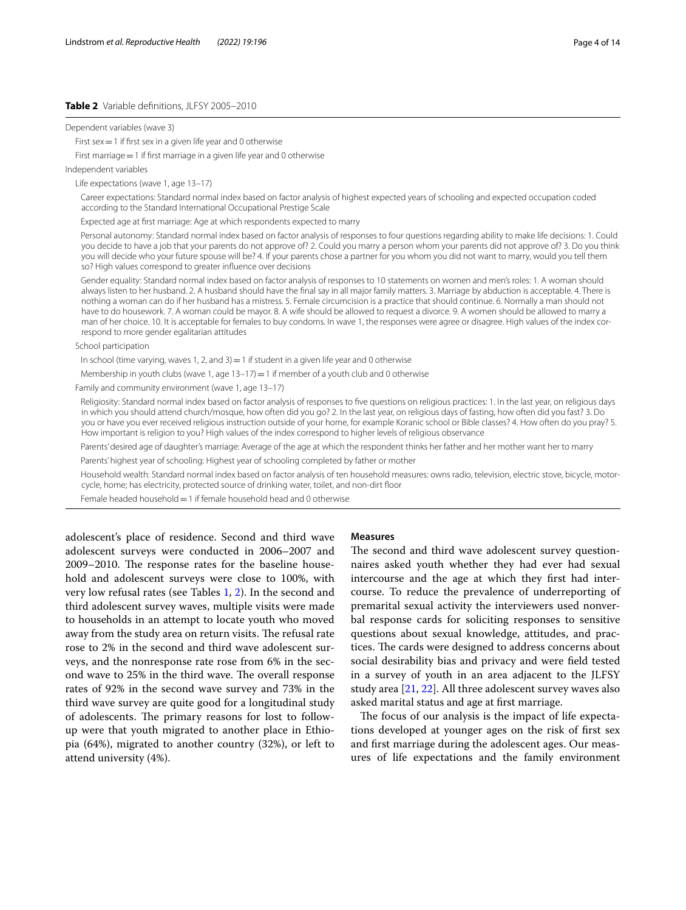**Table 2** Variable definitions, JLFSY 2005–2010

| |
|---|
| Dependent variables (wave 3) |
| First sex = 1 if first sex in a given life year and 0 otherwise |
| First marriage = 1 if first marriage in a given life year and 0 otherwise |
| Independent variables |
| Life expectations (wave 1, age 13–17) |
| Career expectations: Standard normal index based on factor analysis of highest expected years of schooling and expected occupation coded according to the Standard International Occupational Prestige Scale |
| Expected age at first marriage: Age at which respondents expected to marry |
| Personal autonomy: Standard normal index based on factor analysis of responses to four questions regarding ability to make life decisions: 1. Could you decide to have a job that your parents do not approve of? 2. Could you marry a person whom your parents did not approve of? 3. Do you think you will decide who your future spouse will be? 4. If your parents chose a partner for you whom you did not want to marry, would you tell them so? High values correspond to greater influence over decisions |
| Gender equality: Standard normal index based on factor analysis of responses to 10 statements on women and men's roles: 1. A woman should always listen to her husband. 2. A husband should have the final say in all major family matters. 3. Marriage by abduction is acceptable. 4. There is nothing a woman can do if her husband has a mistress. 5. Female circumcision is a practice that should continue. 6. Normally a man should not have to do housework. 7. A woman could be mayor. 8. A wife should be allowed to request a divorce. 9. A women should be allowed to marry a man of her choice. 10. It is acceptable for females to buy condoms. In wave 1, the responses were agree or disagree. High values of the index correspond to more gender egalitarian attitudes |
| School participation |
| In school (time varying, waves 1, 2, and 3) = 1 if student in a given life year and 0 otherwise |
| Membership in youth clubs (wave 1, age 13–17) = 1 if member of a youth club and 0 otherwise |
| Family and community environment (wave 1, age 13–17) |
| Religiosity: Standard normal index based on factor analysis of responses to five questions on religious practices: 1. In the last year, on religious days in which you should attend church/mosque, how often did you go? 2. In the last year, on religious days of fasting, how often did you fast? 3. Do you or have you ever received religious instruction outside of your home, for example Koranic school or Bible classes? 4. How often do you pray? 5. How important is religion to you? High values of the index correspond to higher levels of religious observance |
| Parents' desired age of daughter's marriage: Average of the age at which the respondent thinks her father and her mother want her to marry |
| Parents' highest year of schooling: Highest year of schooling completed by father or mother |
| Household wealth: Standard normal index based on factor analysis of ten household measures: owns radio, television, electric stove, bicycle, motorcycle, home; has electricity, protected source of drinking water, toilet, and non-dirt floor |
| Female headed household = 1 if female household head and 0 otherwise |

adolescent's place of residence. Second and third wave adolescent surveys were conducted in 2006–2007 and 2009–2010. The response rates for the baseline household and adolescent surveys were close to 100%, with very low refusal rates (see Tables 1, 2). In the second and third adolescent survey waves, multiple visits were made to households in an attempt to locate youth who moved away from the study area on return visits. The refusal rate rose to 2% in the second and third wave adolescent surveys, and the nonresponse rate rose from 6% in the second wave to 25% in the third wave. The overall response rates of 92% in the second wave survey and 73% in the third wave survey are quite good for a longitudinal study of adolescents. The primary reasons for lost to follow-up were that youth migrated to another place in Ethiopia (64%), migrated to another country (32%), or left to attend university (4%).

### Measures

The second and third wave adolescent survey questionnaires asked youth whether they had ever had sexual intercourse and the age at which they first had intercourse. To reduce the prevalence of underreporting of premarital sexual activity the interviewers used nonverbal response cards for soliciting responses to sensitive questions about sexual knowledge, attitudes, and practices. The cards were designed to address concerns about social desirability bias and privacy and were field tested in a survey of youth in an area adjacent to the JLFSY study area [21, 22]. All three adolescent survey waves also asked marital status and age at first marriage.

The focus of our analysis is the impact of life expectations developed at younger ages on the risk of first sex and first marriage during the adolescent ages. Our measures of life expectations and the family environment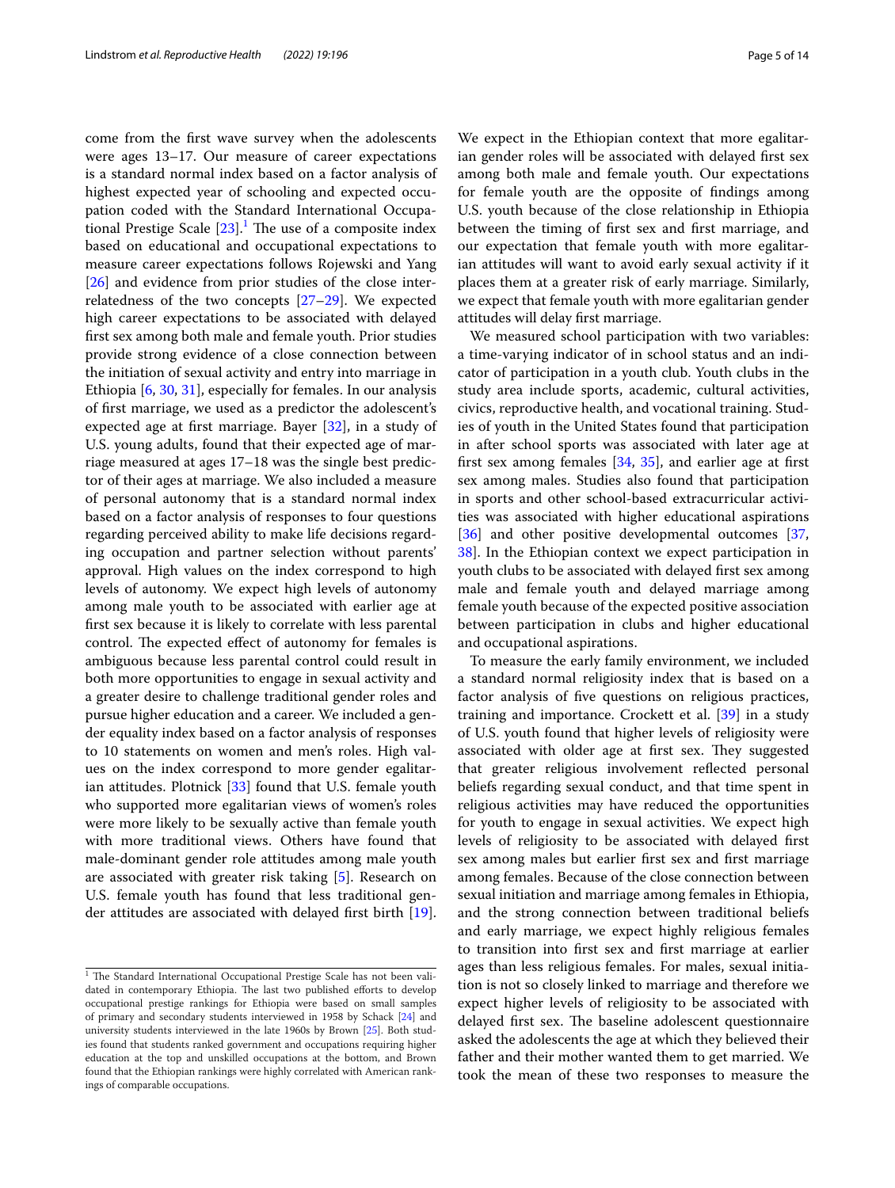come from the first wave survey when the adolescents were ages 13–17. Our measure of career expectations is a standard normal index based on a factor analysis of highest expected year of schooling and expected occupation coded with the Standard International Occupational Prestige Scale [23].[1] The use of a composite index based on educational and occupational expectations to measure career expectations follows Rojewski and Yang [26] and evidence from prior studies of the close interrelatedness of the two concepts [27–29]. We expected high career expectations to be associated with delayed first sex among both male and female youth. Prior studies provide strong evidence of a close connection between the initiation of sexual activity and entry into marriage in Ethiopia [6, 30, 31], especially for females. In our analysis of first marriage, we used as a predictor the adolescent's expected age at first marriage. Bayer [32], in a study of U.S. young adults, found that their expected age of marriage measured at ages 17–18 was the single best predictor of their ages at marriage. We also included a measure of personal autonomy that is a standard normal index based on a factor analysis of responses to four questions regarding perceived ability to make life decisions regarding occupation and partner selection without parents' approval. High values on the index correspond to high levels of autonomy. We expect high levels of autonomy among male youth to be associated with earlier age at first sex because it is likely to correlate with less parental control. The expected effect of autonomy for females is ambiguous because less parental control could result in both more opportunities to engage in sexual activity and a greater desire to challenge traditional gender roles and pursue higher education and a career. We included a gender equality index based on a factor analysis of responses to 10 statements on women and men's roles. High values on the index correspond to more gender egalitarian attitudes. Plotnick [33] found that U.S. female youth who supported more egalitarian views of women's roles were more likely to be sexually active than female youth with more traditional views. Others have found that male-dominant gender role attitudes among male youth are associated with greater risk taking [5]. Research on U.S. female youth has found that less traditional gender attitudes are associated with delayed first birth [19]. We expect in the Ethiopian context that more egalitarian gender roles will be associated with delayed first sex among both male and female youth. Our expectations for female youth are the opposite of findings among U.S. youth because of the close relationship in Ethiopia between the timing of first sex and first marriage, and our expectation that female youth with more egalitarian attitudes will want to avoid early sexual activity if it places them at a greater risk of early marriage. Similarly, we expect that female youth with more egalitarian gender attitudes will delay first marriage.

We measured school participation with two variables: a time-varying indicator of in school status and an indicator of participation in a youth club. Youth clubs in the study area include sports, academic, cultural activities, civics, reproductive health, and vocational training. Studies of youth in the United States found that participation in after school sports was associated with later age at first sex among females [34, 35], and earlier age at first sex among males. Studies also found that participation in sports and other school-based extracurricular activities was associated with higher educational aspirations [36] and other positive developmental outcomes [37, 38]. In the Ethiopian context we expect participation in youth clubs to be associated with delayed first sex among male and female youth and delayed marriage among female youth because of the expected positive association between participation in clubs and higher educational and occupational aspirations.

To measure the early family environment, we included a standard normal religiosity index that is based on a factor analysis of five questions on religious practices, training and importance. Crockett et al. [39] in a study of U.S. youth found that higher levels of religiosity were associated with older age at first sex. They suggested that greater religious involvement reflected personal beliefs regarding sexual conduct, and that time spent in religious activities may have reduced the opportunities for youth to engage in sexual activities. We expect high levels of religiosity to be associated with delayed first sex among males but earlier first sex and first marriage among females. Because of the close connection between sexual initiation and marriage among females in Ethiopia, and the strong connection between traditional beliefs and early marriage, we expect highly religious females to transition into first sex and first marriage at earlier ages than less religious females. For males, sexual initiation is not so closely linked to marriage and therefore we expect higher levels of religiosity to be associated with delayed first sex. The baseline adolescent questionnaire asked the adolescents the age at which they believed their father and their mother wanted them to get married. We took the mean of these two responses to measure the

[1] The Standard International Occupational Prestige Scale has not been validated in contemporary Ethiopia. The last two published efforts to develop occupational prestige rankings for Ethiopia were based on small samples of primary and secondary students interviewed in 1958 by Schack [24] and university students interviewed in the late 1960s by Brown [25]. Both studies found that students ranked government and occupations requiring higher education at the top and unskilled occupations at the bottom, and Brown found that the Ethiopian rankings were highly correlated with American rankings of comparable occupations.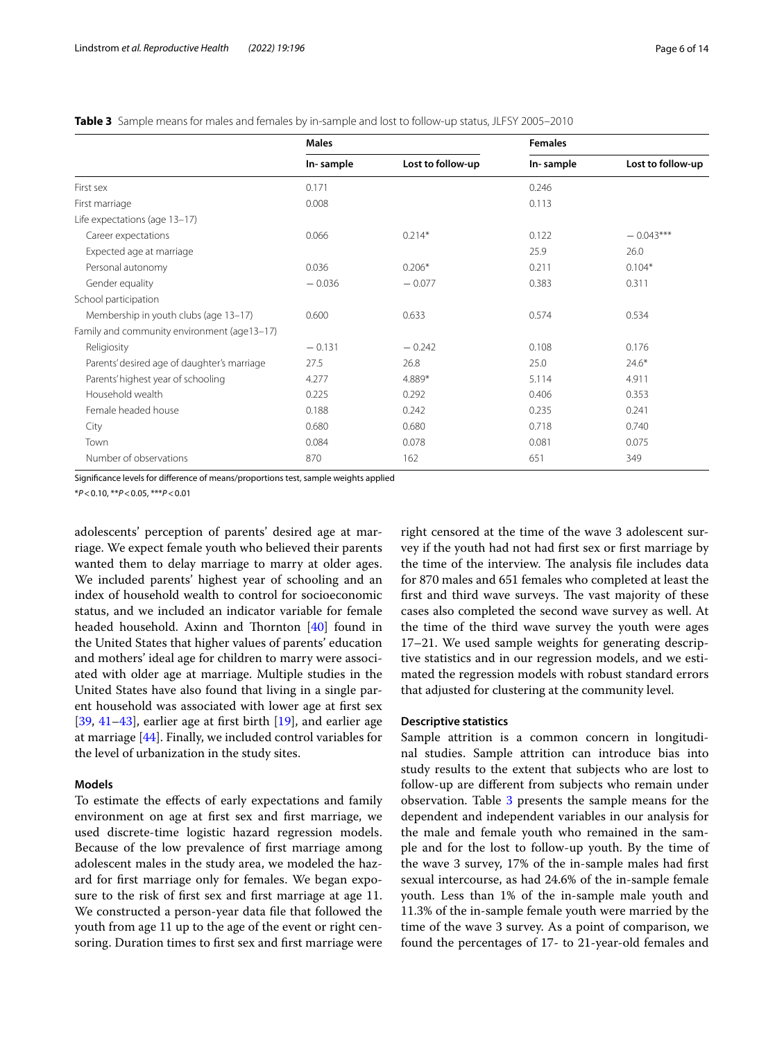**Table 3** Sample means for males and females by in-sample and lost to follow-up status, JLFSY 2005–2010

| | Males | | Females | |
|---|---|---|---|---|
| | In- sample | Lost to follow-up | In- sample | Lost to follow-up |
| First sex | 0.171 | | 0.246 | |
| First marriage | 0.008 | | 0.113 | |
| Life expectations (age 13–17) | | | | |
| Career expectations | 0.066 | 0.214* | 0.122 | − 0.043*** |
| Expected age at marriage | | | 25.9 | 26.0 |
| Personal autonomy | 0.036 | 0.206* | 0.211 | 0.104* |
| Gender equality | − 0.036 | − 0.077 | 0.383 | 0.311 |
| School participation | | | | |
| Membership in youth clubs (age 13–17) | 0.600 | 0.633 | 0.574 | 0.534 |
| Family and community environment (age13–17) | | | | |
| Religiosity | − 0.131 | − 0.242 | 0.108 | 0.176 |
| Parents' desired age of daughter's marriage | 27.5 | 26.8 | 25.0 | 24.6* |
| Parents' highest year of schooling | 4.277 | 4.889* | 5.114 | 4.911 |
| Household wealth | 0.225 | 0.292 | 0.406 | 0.353 |
| Female headed house | 0.188 | 0.242 | 0.235 | 0.241 |
| City | 0.680 | 0.680 | 0.718 | 0.740 |
| Town | 0.084 | 0.078 | 0.081 | 0.075 |
| Number of observations | 870 | 162 | 651 | 349 |

Significance levels for difference of means/proportions test, sample weights applied

*$P<0.10$, **$P<0.05$, ***$P<0.01$

adolescents' perception of parents' desired age at marriage. We expect female youth who believed their parents wanted them to delay marriage to marry at older ages. We included parents' highest year of schooling and an index of household wealth to control for socioeconomic status, and we included an indicator variable for female headed household. Axinn and Thornton [40] found in the United States that higher values of parents' education and mothers' ideal age for children to marry were associated with older age at marriage. Multiple studies in the United States have also found that living in a single parent household was associated with lower age at first sex [39, 41–43], earlier age at first birth [19], and earlier age at marriage [44]. Finally, we included control variables for the level of urbanization in the study sites.

### Models

To estimate the effects of early expectations and family environment on age at first sex and first marriage, we used discrete-time logistic hazard regression models. Because of the low prevalence of first marriage among adolescent males in the study area, we modeled the hazard for first marriage only for females. We began exposure to the risk of first sex and first marriage at age 11. We constructed a person-year data file that followed the youth from age 11 up to the age of the event or right censoring. Duration times to first sex and first marriage were right censored at the time of the wave 3 adolescent survey if the youth had not had first sex or first marriage by the time of the interview. The analysis file includes data for 870 males and 651 females who completed at least the first and third wave surveys. The vast majority of these cases also completed the second wave survey as well. At the time of the third wave survey the youth were ages 17–21. We used sample weights for generating descriptive statistics and in our regression models, and we estimated the regression models with robust standard errors that adjusted for clustering at the community level.

### Descriptive statistics

Sample attrition is a common concern in longitudinal studies. Sample attrition can introduce bias into study results to the extent that subjects who are lost to follow-up are different from subjects who remain under observation. Table 3 presents the sample means for the dependent and independent variables in our analysis for the male and female youth who remained in the sample and for the lost to follow-up youth. By the time of the wave 3 survey, 17% of the in-sample males had first sexual intercourse, as had 24.6% of the in-sample female youth. Less than 1% of the in-sample male youth and 11.3% of the in-sample female youth were married by the time of the wave 3 survey. As a point of comparison, we found the percentages of 17- to 21-year-old females and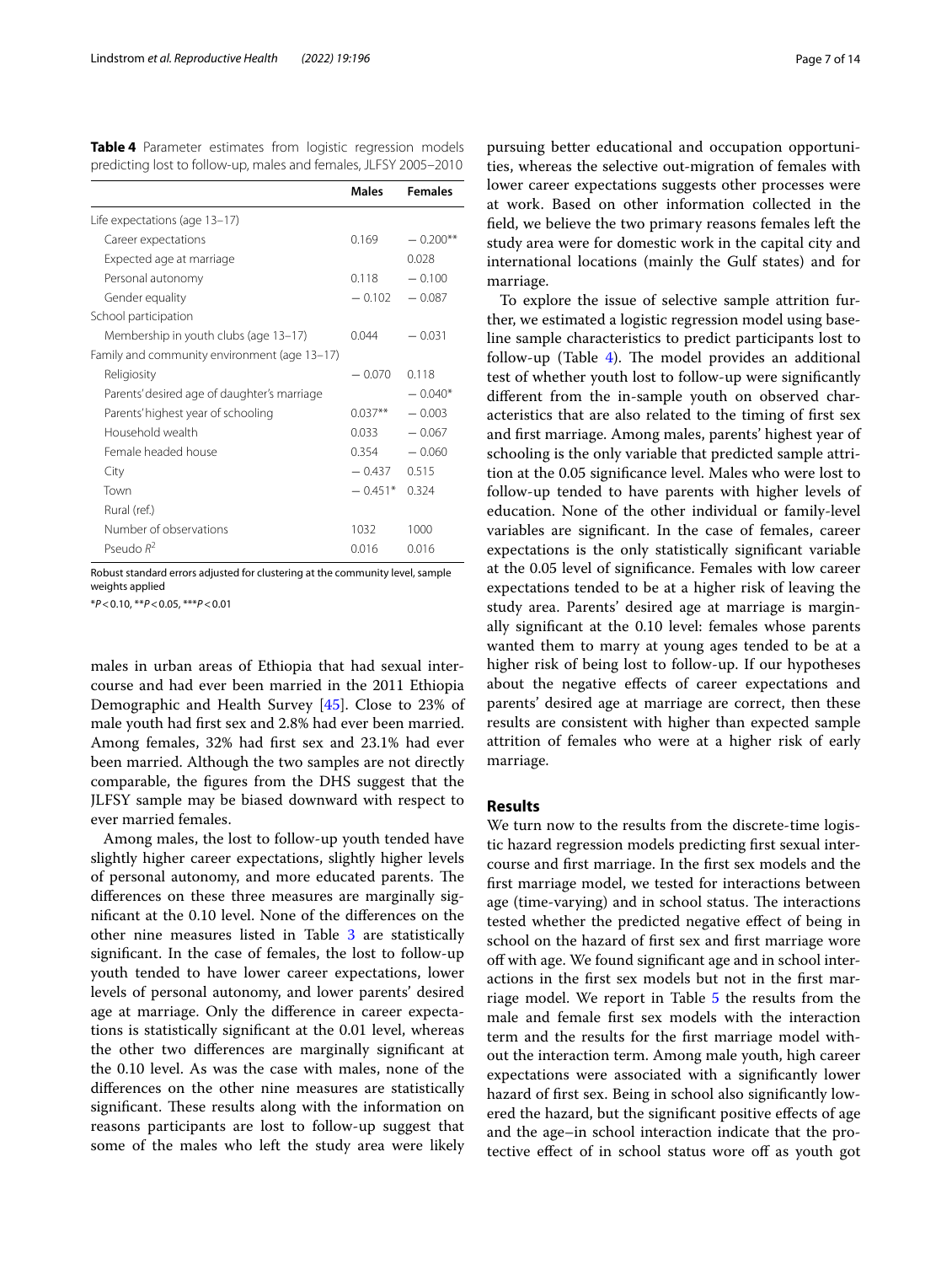**Table 4** Parameter estimates from logistic regression models predicting lost to follow-up, males and females, JLFSY 2005–2010

| | Males | Females |
|---|---|---|
| Life expectations (age 13–17) | | |
| Career expectations | 0.169 | − 0.200** |
| Expected age at marriage | | 0.028 |
| Personal autonomy | 0.118 | − 0.100 |
| Gender equality | − 0.102 | − 0.087 |
| School participation | | |
| Membership in youth clubs (age 13–17) | 0.044 | − 0.031 |
| Family and community environment (age 13–17) | | |
| Religiosity | − 0.070 | 0.118 |
| Parents' desired age of daughter's marriage | | − 0.040* |
| Parents' highest year of schooling | 0.037** | − 0.003 |
| Household wealth | 0.033 | − 0.067 |
| Female headed house | 0.354 | − 0.060 |
| City | − 0.437 | 0.515 |
| Town | − 0.451* | 0.324 |
| Rural (ref.) | | |
| Number of observations | 1032 | 1000 |
| Pseudo $R^2$ | 0.016 | 0.016 |

Robust standard errors adjusted for clustering at the community level, sample weights applied

*$P<0.10$, **$P<0.05$, ***$P<0.01$

males in urban areas of Ethiopia that had sexual intercourse and had ever been married in the 2011 Ethiopia Demographic and Health Survey [45]. Close to 23% of male youth had first sex and 2.8% had ever been married. Among females, 32% had first sex and 23.1% had ever been married. Although the two samples are not directly comparable, the figures from the DHS suggest that the JLFSY sample may be biased downward with respect to ever married females.

Among males, the lost to follow-up youth tended have slightly higher career expectations, slightly higher levels of personal autonomy, and more educated parents. The differences on these three measures are marginally significant at the 0.10 level. None of the differences on the other nine measures listed in Table 3 are statistically significant. In the case of females, the lost to follow-up youth tended to have lower career expectations, lower levels of personal autonomy, and lower parents' desired age at marriage. Only the difference in career expectations is statistically significant at the 0.01 level, whereas the other two differences are marginally significant at the 0.10 level. As was the case with males, none of the differences on the other nine measures are statistically significant. These results along with the information on reasons participants are lost to follow-up suggest that some of the males who left the study area were likely pursuing better educational and occupation opportunities, whereas the selective out-migration of females with lower career expectations suggests other processes were at work. Based on other information collected in the field, we believe the two primary reasons females left the study area were for domestic work in the capital city and international locations (mainly the Gulf states) and for marriage.

To explore the issue of selective sample attrition further, we estimated a logistic regression model using baseline sample characteristics to predict participants lost to follow-up (Table 4). The model provides an additional test of whether youth lost to follow-up were significantly different from the in-sample youth on observed characteristics that are also related to the timing of first sex and first marriage. Among males, parents' highest year of schooling is the only variable that predicted sample attrition at the 0.05 significance level. Males who were lost to follow-up tended to have parents with higher levels of education. None of the other individual or family-level variables are significant. In the case of females, career expectations is the only statistically significant variable at the 0.05 level of significance. Females with low career expectations tended to be at a higher risk of leaving the study area. Parents' desired age at marriage is marginally significant at the 0.10 level: females whose parents wanted them to marry at young ages tended to be at a higher risk of being lost to follow-up. If our hypotheses about the negative effects of career expectations and parents' desired age at marriage are correct, then these results are consistent with higher than expected sample attrition of females who were at a higher risk of early marriage.

## Results

We turn now to the results from the discrete-time logistic hazard regression models predicting first sexual intercourse and first marriage. In the first sex models and the first marriage model, we tested for interactions between age (time-varying) and in school status. The interactions tested whether the predicted negative effect of being in school on the hazard of first sex and first marriage wore off with age. We found significant age and in school interactions in the first sex models but not in the first marriage model. We report in Table 5 the results from the male and female first sex models with the interaction term and the results for the first marriage model without the interaction term. Among male youth, high career expectations were associated with a significantly lower hazard of first sex. Being in school also significantly lowered the hazard, but the significant positive effects of age and the age–in school interaction indicate that the protective effect of in school status wore off as youth got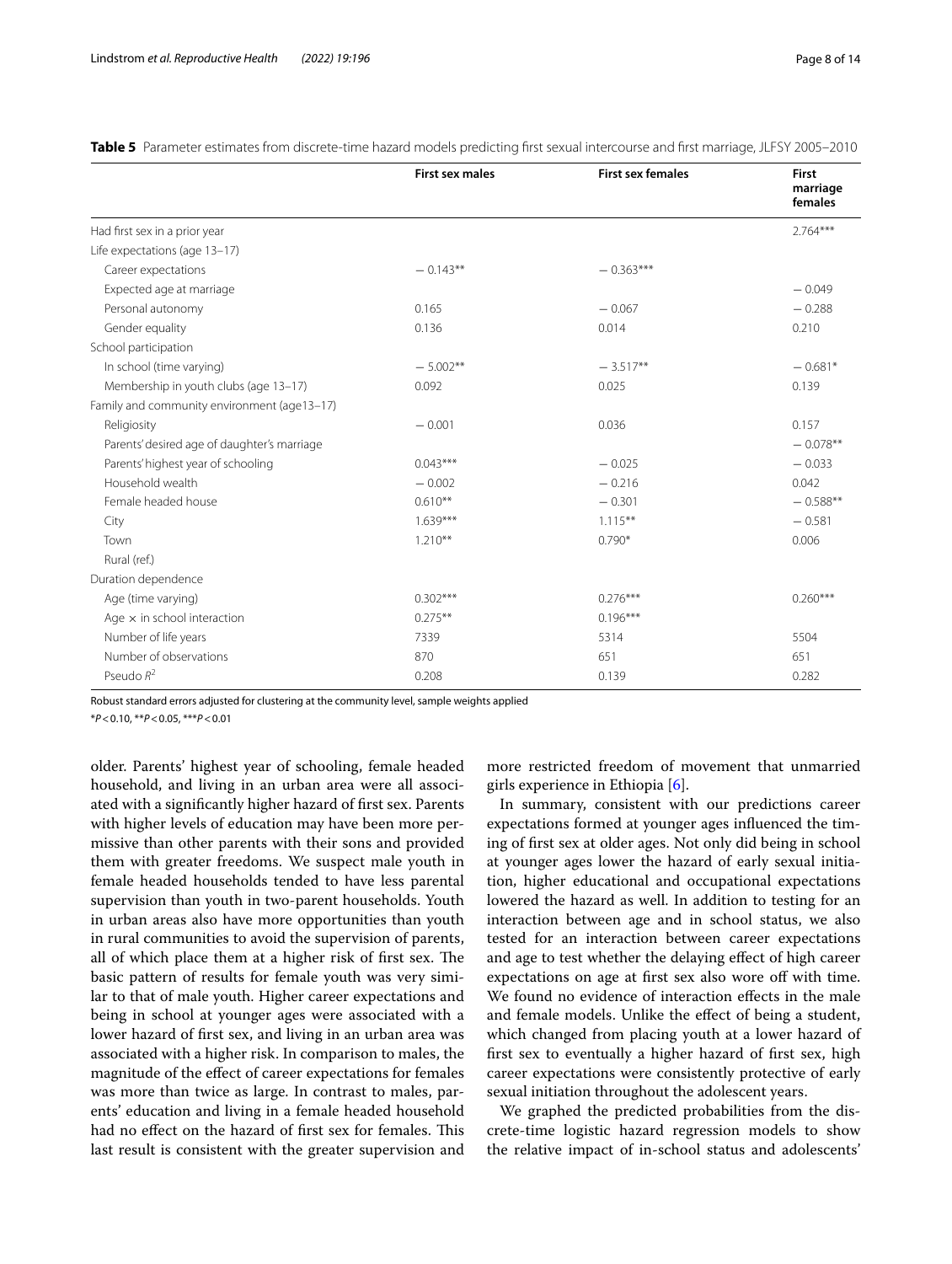**Table 5** Parameter estimates from discrete-time hazard models predicting first sexual intercourse and first marriage, JLFSY 2005–2010

| | First sex males | First sex females | First marriage females |
|---|---|---|---|
| Had first sex in a prior year | | | 2.764*** |
| Life expectations (age 13–17) | | | |
| Career expectations | − 0.143** | − 0.363*** | |
| Expected age at marriage | | | − 0.049 |
| Personal autonomy | 0.165 | − 0.067 | − 0.288 |
| Gender equality | 0.136 | 0.014 | 0.210 |
| School participation | | | |
| In school (time varying) | − 5.002** | − 3.517** | − 0.681* |
| Membership in youth clubs (age 13–17) | 0.092 | 0.025 | 0.139 |
| Family and community environment (age13–17) | | | |
| Religiosity | − 0.001 | 0.036 | 0.157 |
| Parents' desired age of daughter's marriage | | | − 0.078** |
| Parents' highest year of schooling | 0.043*** | − 0.025 | − 0.033 |
| Household wealth | − 0.002 | − 0.216 | 0.042 |
| Female headed house | 0.610** | − 0.301 | − 0.588** |
| City | 1.639*** | 1.115** | − 0.581 |
| Town | 1.210** | 0.790* | 0.006 |
| Rural (ref.) | | | |
| Duration dependence | | | |
| Age (time varying) | 0.302*** | 0.276*** | 0.260*** |
| Age × in school interaction | 0.275** | 0.196*** | |
| Number of life years | 7339 | 5314 | 5504 |
| Number of observations | 870 | 651 | 651 |
| Pseudo $R^2$ | 0.208 | 0.139 | 0.282 |

Robust standard errors adjusted for clustering at the community level, sample weights applied

*$P<0.10$, **$P<0.05$, ***$P<0.01$

older. Parents' highest year of schooling, female headed household, and living in an urban area were all associated with a significantly higher hazard of first sex. Parents with higher levels of education may have been more permissive than other parents with their sons and provided them with greater freedoms. We suspect male youth in female headed households tended to have less parental supervision than youth in two-parent households. Youth in urban areas also have more opportunities than youth in rural communities to avoid the supervision of parents, all of which place them at a higher risk of first sex. The basic pattern of results for female youth was very similar to that of male youth. Higher career expectations and being in school at younger ages were associated with a lower hazard of first sex, and living in an urban area was associated with a higher risk. In comparison to males, the magnitude of the effect of career expectations for females was more than twice as large. In contrast to males, parents' education and living in a female headed household had no effect on the hazard of first sex for females. This last result is consistent with the greater supervision and more restricted freedom of movement that unmarried girls experience in Ethiopia [6].

In summary, consistent with our predictions career expectations formed at younger ages influenced the timing of first sex at older ages. Not only did being in school at younger ages lower the hazard of early sexual initiation, higher educational and occupational expectations lowered the hazard as well. In addition to testing for an interaction between age and in school status, we also tested for an interaction between career expectations and age to test whether the delaying effect of high career expectations on age at first sex also wore off with time. We found no evidence of interaction effects in the male and female models. Unlike the effect of being a student, which changed from placing youth at a lower hazard of first sex to eventually a higher hazard of first sex, high career expectations were consistently protective of early sexual initiation throughout the adolescent years.

We graphed the predicted probabilities from the discrete-time logistic hazard regression models to show the relative impact of in-school status and adolescents'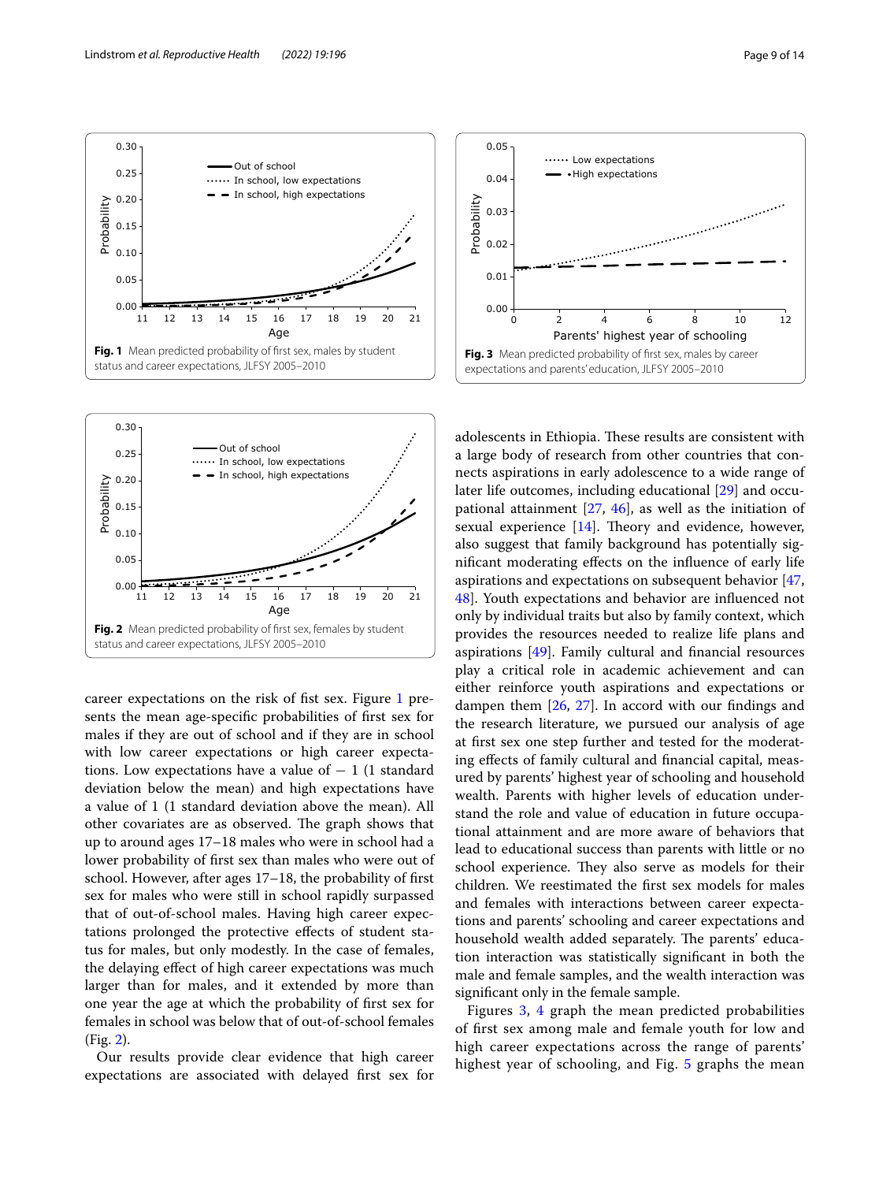Fig. 1 Mean predicted probability of first sex, males by student status and career expectations, JLFSY 2005–2010

Fig. 3 Mean predicted probability of first sex, males by career expectations and parents' education, JLFSY 2005–2010

Fig. 2 Mean predicted probability of first sex, females by student status and career expectations, JLFSY 2005–2010

career expectations on the risk of fist sex. Figure 1 presents the mean age-specific probabilities of first sex for males if they are out of school and if they are in school with low career expectations or high career expectations. Low expectations have a value of − 1 (1 standard deviation below the mean) and high expectations have a value of 1 (1 standard deviation above the mean). All other covariates are as observed. The graph shows that up to around ages 17–18 males who were in school had a lower probability of first sex than males who were out of school. However, after ages 17–18, the probability of first sex for males who were still in school rapidly surpassed that of out-of-school males. Having high career expectations prolonged the protective effects of student status for males, but only modestly. In the case of females, the delaying effect of high career expectations was much larger than for males, and it extended by more than one year the age at which the probability of first sex for females in school was below that of out-of-school females (Fig. 2).

Our results provide clear evidence that high career expectations are associated with delayed first sex for adolescents in Ethiopia. These results are consistent with a large body of research from other countries that connects aspirations in early adolescence to a wide range of later life outcomes, including educational [29] and occupational attainment [27, 46], as well as the initiation of sexual experience [14]. Theory and evidence, however, also suggest that family background has potentially significant moderating effects on the influence of early life aspirations and expectations on subsequent behavior [47, 48]. Youth expectations and behavior are influenced not only by individual traits but also by family context, which provides the resources needed to realize life plans and aspirations [49]. Family cultural and financial resources play a critical role in academic achievement and can either reinforce youth aspirations and expectations or dampen them [26, 27]. In accord with our findings and the research literature, we pursued our analysis of age at first sex one step further and tested for the moderating effects of family cultural and financial capital, measured by parents' highest year of schooling and household wealth. Parents with higher levels of education understand the role and value of education in future occupational attainment and are more aware of behaviors that lead to educational success than parents with little or no school experience. They also serve as models for their children. We reestimated the first sex models for males and females with interactions between career expectations and parents' schooling and career expectations and household wealth added separately. The parents' education interaction was statistically significant in both the male and female samples, and the wealth interaction was significant only in the female sample.

Figures 3, 4 graph the mean predicted probabilities of first sex among male and female youth for low and high career expectations across the range of parents' highest year of schooling, and Fig. 5 graphs the mean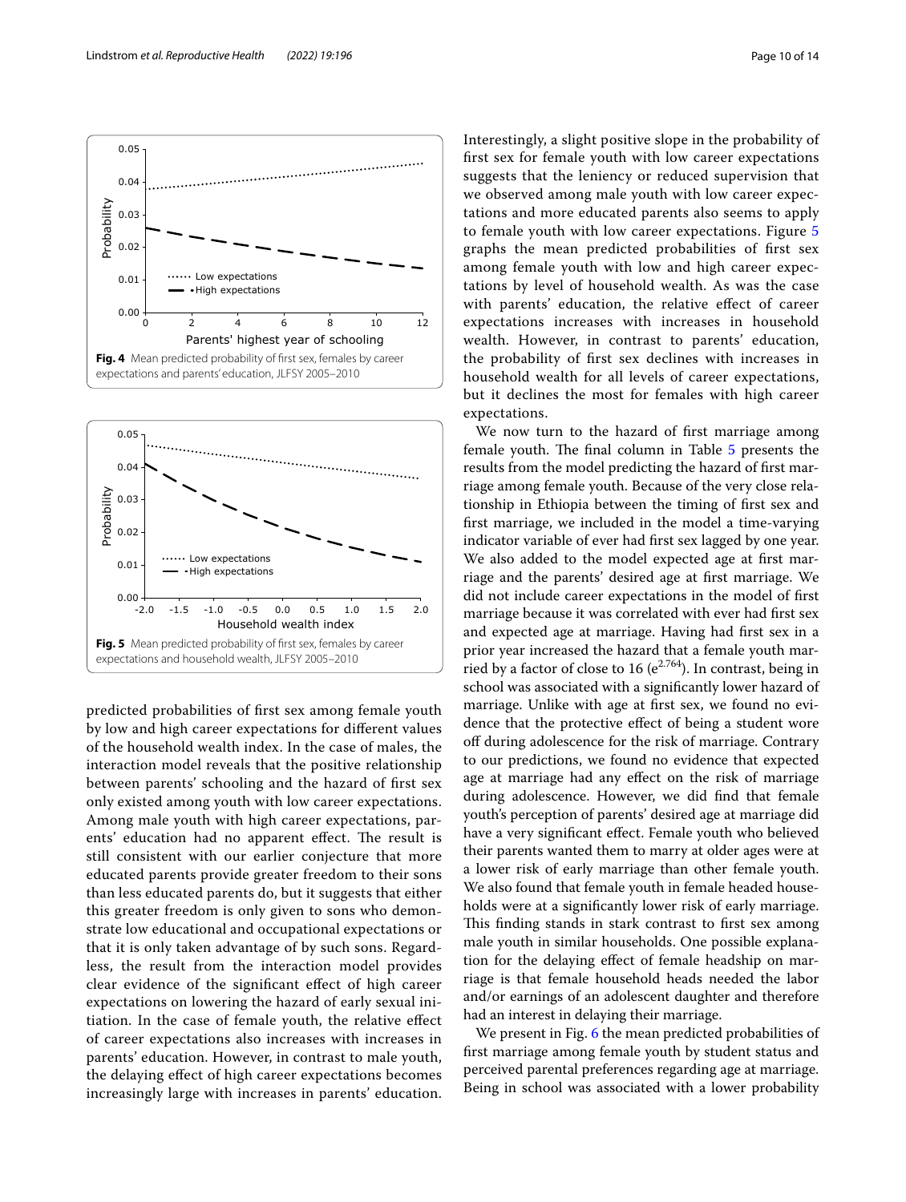**Fig. 4** Mean predicted probability of first sex, females by career expectations and parents' education, JLFSY 2005–2010

**Fig. 5** Mean predicted probability of first sex, females by career expectations and household wealth, JLFSY 2005–2010

predicted probabilities of first sex among female youth by low and high career expectations for different values of the household wealth index. In the case of males, the interaction model reveals that the positive relationship between parents' schooling and the hazard of first sex only existed among youth with low career expectations. Among male youth with high career expectations, parents' education had no apparent effect. The result is still consistent with our earlier conjecture that more educated parents provide greater freedom to their sons than less educated parents do, but it suggests that either this greater freedom is only given to sons who demonstrate low educational and occupational expectations or that it is only taken advantage of by such sons. Regardless, the result from the interaction model provides clear evidence of the significant effect of high career expectations on lowering the hazard of early sexual initiation. In the case of female youth, the relative effect of career expectations also increases with increases in parents' education. However, in contrast to male youth, the delaying effect of high career expectations becomes increasingly large with increases in parents' education. Interestingly, a slight positive slope in the probability of first sex for female youth with low career expectations suggests that the leniency or reduced supervision that we observed among male youth with low career expectations and more educated parents also seems to apply to female youth with low career expectations. Figure 5 graphs the mean predicted probabilities of first sex among female youth with low and high career expectations by level of household wealth. As was the case with parents' education, the relative effect of career expectations increases with increases in household wealth. However, in contrast to parents' education, the probability of first sex declines with increases in household wealth for all levels of career expectations, but it declines the most for females with high career expectations.

We now turn to the hazard of first marriage among female youth. The final column in Table 5 presents the results from the model predicting the hazard of first marriage among female youth. Because of the very close relationship in Ethiopia between the timing of first sex and first marriage, we included in the model a time-varying indicator variable of ever had first sex lagged by one year. We also added to the model expected age at first marriage and the parents' desired age at first marriage. We did not include career expectations in the model of first marriage because it was correlated with ever had first sex and expected age at marriage. Having had first sex in a prior year increased the hazard that a female youth married by a factor of close to 16 ($e^{2.764}$). In contrast, being in school was associated with a significantly lower hazard of marriage. Unlike with age at first sex, we found no evidence that the protective effect of being a student wore off during adolescence for the risk of marriage. Contrary to our predictions, we found no evidence that expected age at marriage had any effect on the risk of marriage during adolescence. However, we did find that female youth's perception of parents' desired age at marriage did have a very significant effect. Female youth who believed their parents wanted them to marry at older ages were at a lower risk of early marriage than other female youth. We also found that female youth in female headed households were at a significantly lower risk of early marriage. This finding stands in stark contrast to first sex among male youth in similar households. One possible explanation for the delaying effect of female headship on marriage is that female household heads needed the labor and/or earnings of an adolescent daughter and therefore had an interest in delaying their marriage.

We present in Fig. 6 the mean predicted probabilities of first marriage among female youth by student status and perceived parental preferences regarding age at marriage. Being in school was associated with a lower probability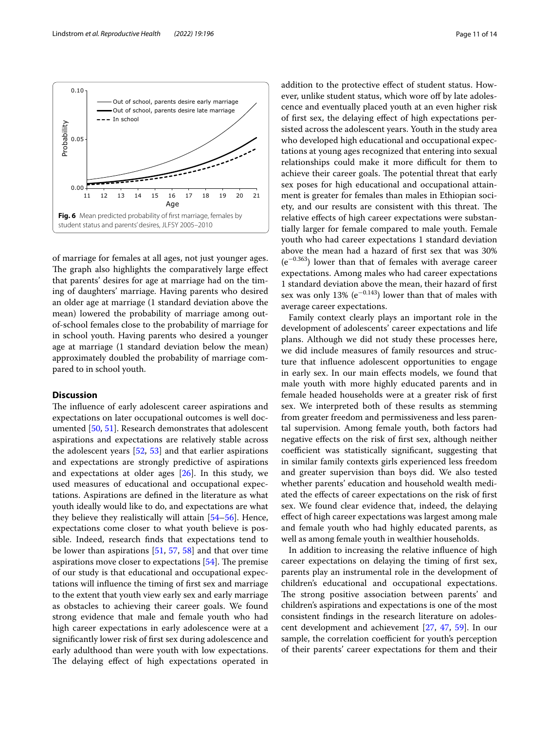Fig. 6 Mean predicted probability of first marriage, females by student status and parents' desires, JLFSY 2005–2010

of marriage for females at all ages, not just younger ages. The graph also highlights the comparatively large effect that parents' desires for age at marriage had on the timing of daughters' marriage. Having parents who desired an older age at marriage (1 standard deviation above the mean) lowered the probability of marriage among out-of-school females close to the probability of marriage for in school youth. Having parents who desired a younger age at marriage (1 standard deviation below the mean) approximately doubled the probability of marriage compared to in school youth.

## Discussion

The influence of early adolescent career aspirations and expectations on later occupational outcomes is well documented [50, 51]. Research demonstrates that adolescent aspirations and expectations are relatively stable across the adolescent years [52, 53] and that earlier aspirations and expectations are strongly predictive of aspirations and expectations at older ages [26]. In this study, we used measures of educational and occupational expectations. Aspirations are defined in the literature as what youth ideally would like to do, and expectations are what they believe they realistically will attain [54–56]. Hence, expectations come closer to what youth believe is possible. Indeed, research finds that expectations tend to be lower than aspirations [51, 57, 58] and that over time aspirations move closer to expectations [54]. The premise of our study is that educational and occupational expectations will influence the timing of first sex and marriage to the extent that youth view early sex and early marriage as obstacles to achieving their career goals. We found strong evidence that male and female youth who had high career expectations in early adolescence were at a significantly lower risk of first sex during adolescence and early adulthood than were youth with low expectations. The delaying effect of high expectations operated in addition to the protective effect of student status. However, unlike student status, which wore off by late adolescence and eventually placed youth at an even higher risk of first sex, the delaying effect of high expectations persisted across the adolescent years. Youth in the study area who developed high educational and occupational expectations at young ages recognized that entering into sexual relationships could make it more difficult for them to achieve their career goals. The potential threat that early sex poses for high educational and occupational attainment is greater for females than males in Ethiopian society, and our results are consistent with this threat. The relative effects of high career expectations were substantially larger for female compared to male youth. Female youth who had career expectations 1 standard deviation above the mean had a hazard of first sex that was 30% ($e^{-0.363}$) lower than that of females with average career expectations. Among males who had career expectations 1 standard deviation above the mean, their hazard of first sex was only 13% ($e^{-0.143}$) lower than that of males with average career expectations.

Family context clearly plays an important role in the development of adolescents' career expectations and life plans. Although we did not study these processes here, we did include measures of family resources and structure that influence adolescent opportunities to engage in early sex. In our main effects models, we found that male youth with more highly educated parents and in female headed households were at a greater risk of first sex. We interpreted both of these results as stemming from greater freedom and permissiveness and less parental supervision. Among female youth, both factors had negative effects on the risk of first sex, although neither coefficient was statistically significant, suggesting that in similar family contexts girls experienced less freedom and greater supervision than boys did. We also tested whether parents' education and household wealth mediated the effects of career expectations on the risk of first sex. We found clear evidence that, indeed, the delaying effect of high career expectations was largest among male and female youth who had highly educated parents, as well as among female youth in wealthier households.

In addition to increasing the relative influence of high career expectations on delaying the timing of first sex, parents play an instrumental role in the development of children's educational and occupational expectations. The strong positive association between parents' and children's aspirations and expectations is one of the most consistent findings in the research literature on adolescent development and achievement [27, 47, 59]. In our sample, the correlation coefficient for youth's perception of their parents' career expectations for them and their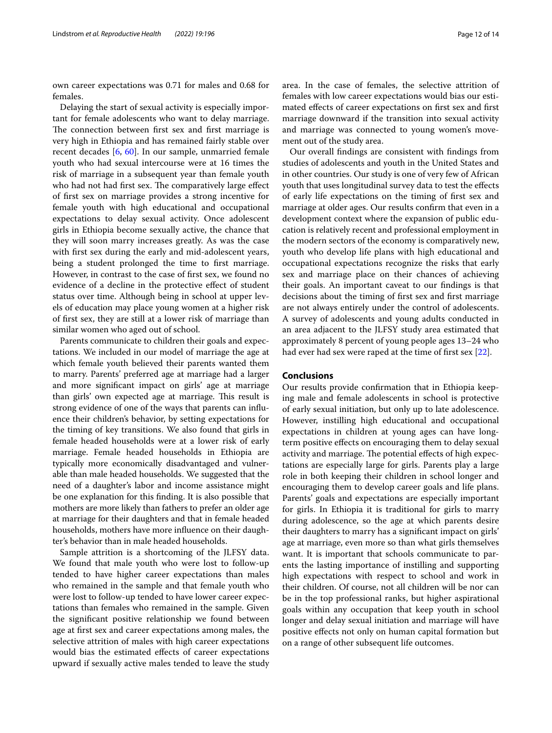own career expectations was 0.71 for males and 0.68 for females.

Delaying the start of sexual activity is especially important for female adolescents who want to delay marriage. The connection between first sex and first marriage is very high in Ethiopia and has remained fairly stable over recent decades [6, 60]. In our sample, unmarried female youth who had sexual intercourse were at 16 times the risk of marriage in a subsequent year than female youth who had not had first sex. The comparatively large effect of first sex on marriage provides a strong incentive for female youth with high educational and occupational expectations to delay sexual activity. Once adolescent girls in Ethiopia become sexually active, the chance that they will soon marry increases greatly. As was the case with first sex during the early and mid-adolescent years, being a student prolonged the time to first marriage. However, in contrast to the case of first sex, we found no evidence of a decline in the protective effect of student status over time. Although being in school at upper levels of education may place young women at a higher risk of first sex, they are still at a lower risk of marriage than similar women who aged out of school.

Parents communicate to children their goals and expectations. We included in our model of marriage the age at which female youth believed their parents wanted them to marry. Parents' preferred age at marriage had a larger and more significant impact on girls' age at marriage than girls' own expected age at marriage. This result is strong evidence of one of the ways that parents can influence their children's behavior, by setting expectations for the timing of key transitions. We also found that girls in female headed households were at a lower risk of early marriage. Female headed households in Ethiopia are typically more economically disadvantaged and vulnerable than male headed households. We suggested that the need of a daughter's labor and income assistance might be one explanation for this finding. It is also possible that mothers are more likely than fathers to prefer an older age at marriage for their daughters and that in female headed households, mothers have more influence on their daughter's behavior than in male headed households.

Sample attrition is a shortcoming of the JLFSY data. We found that male youth who were lost to follow-up tended to have higher career expectations than males who remained in the sample and that female youth who were lost to follow-up tended to have lower career expectations than females who remained in the sample. Given the significant positive relationship we found between age at first sex and career expectations among males, the selective attrition of males with high career expectations would bias the estimated effects of career expectations upward if sexually active males tended to leave the study area. In the case of females, the selective attrition of females with low career expectations would bias our estimated effects of career expectations on first sex and first marriage downward if the transition into sexual activity and marriage was connected to young women's movement out of the study area.

Our overall findings are consistent with findings from studies of adolescents and youth in the United States and in other countries. Our study is one of very few of African youth that uses longitudinal survey data to test the effects of early life expectations on the timing of first sex and marriage at older ages. Our results confirm that even in a development context where the expansion of public education is relatively recent and professional employment in the modern sectors of the economy is comparatively new, youth who develop life plans with high educational and occupational expectations recognize the risks that early sex and marriage place on their chances of achieving their goals. An important caveat to our findings is that decisions about the timing of first sex and first marriage are not always entirely under the control of adolescents. A survey of adolescents and young adults conducted in an area adjacent to the JLFSY study area estimated that approximately 8 percent of young people ages 13–24 who had ever had sex were raped at the time of first sex [22].

## Conclusions

Our results provide confirmation that in Ethiopia keeping male and female adolescents in school is protective of early sexual initiation, but only up to late adolescence. However, instilling high educational and occupational expectations in children at young ages can have long-term positive effects on encouraging them to delay sexual activity and marriage. The potential effects of high expectations are especially large for girls. Parents play a large role in both keeping their children in school longer and encouraging them to develop career goals and life plans. Parents' goals and expectations are especially important for girls. In Ethiopia it is traditional for girls to marry during adolescence, so the age at which parents desire their daughters to marry has a significant impact on girls' age at marriage, even more so than what girls themselves want. It is important that schools communicate to parents the lasting importance of instilling and supporting high expectations with respect to school and work in their children. Of course, not all children will be nor can be in the top professional ranks, but higher aspirational goals within any occupation that keep youth in school longer and delay sexual initiation and marriage will have positive effects not only on human capital formation but on a range of other subsequent life outcomes.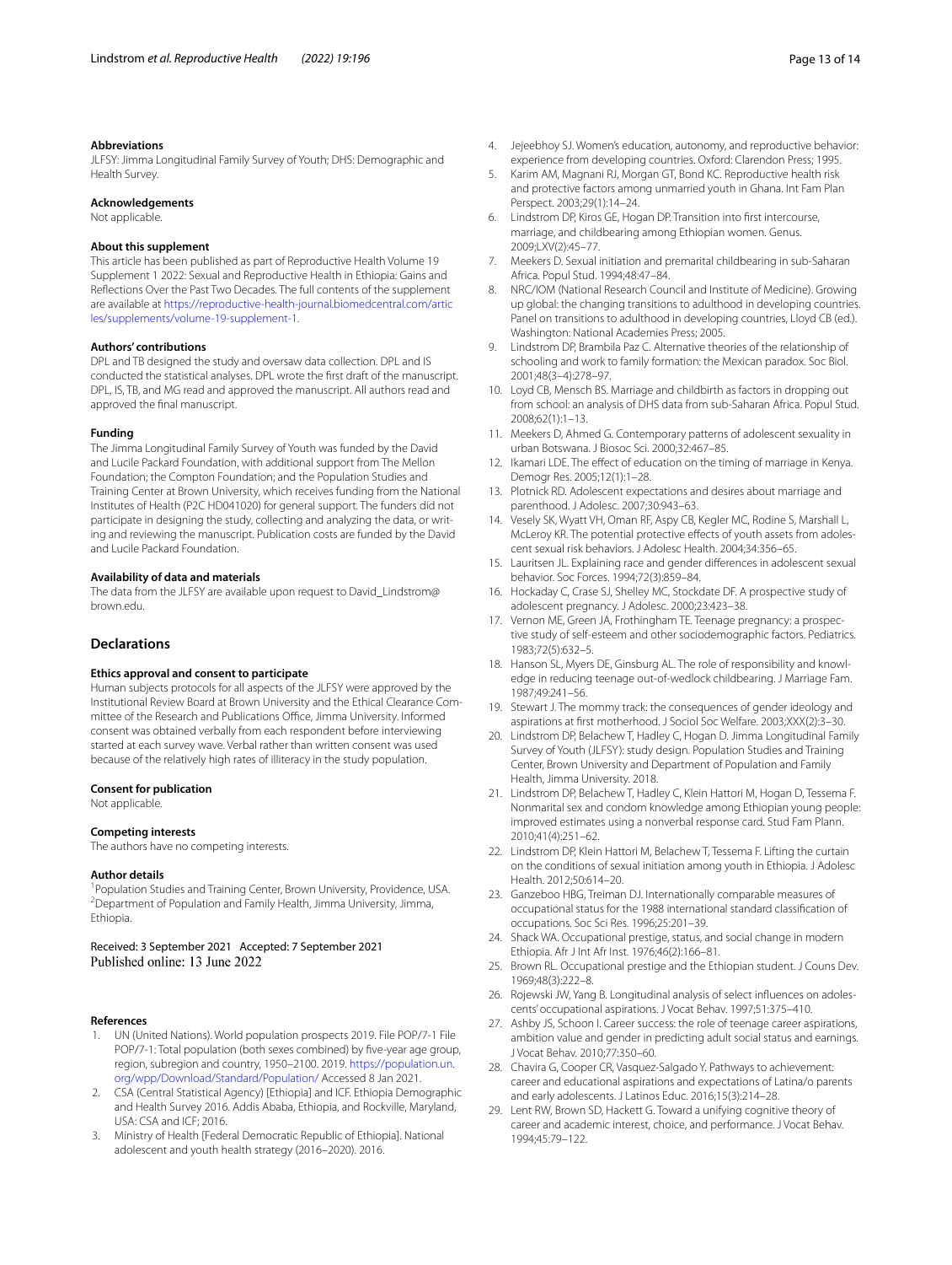### Abbreviations

JLFSY: Jimma Longitudinal Family Survey of Youth; DHS: Demographic and Health Survey.

### Acknowledgements

Not applicable.

### About this supplement

This article has been published as part of Reproductive Health Volume 19 Supplement 1 2022: Sexual and Reproductive Health in Ethiopia: Gains and Reflections Over the Past Two Decades. The full contents of the supplement are available at https://reproductive-health-journal.biomedcentral.com/articles/supplements/volume-19-supplement-1.

### Authors' contributions

DPL and TB designed the study and oversaw data collection. DPL and IS conducted the statistical analyses. DPL wrote the first draft of the manuscript. DPL, IS, TB, and MG read and approved the manuscript. All authors read and approved the final manuscript.

### Funding

The Jimma Longitudinal Family Survey of Youth was funded by the David and Lucile Packard Foundation, with additional support from The Mellon Foundation; the Compton Foundation; and the Population Studies and Training Center at Brown University, which receives funding from the National Institutes of Health (P2C HD041020) for general support. The funders did not participate in designing the study, collecting and analyzing the data, or writing and reviewing the manuscript. Publication costs are funded by the David and Lucile Packard Foundation.

### Availability of data and materials

The data from the JLFSY are available upon request to David_Lindstrom@brown.edu.

## Declarations

### Ethics approval and consent to participate

Human subjects protocols for all aspects of the JLFSY were approved by the Institutional Review Board at Brown University and the Ethical Clearance Committee of the Research and Publications Office, Jimma University. Informed consent was obtained verbally from each respondent before interviewing started at each survey wave. Verbal rather than written consent was used because of the relatively high rates of illiteracy in the study population.

### Consent for publication

Not applicable.

### Competing interests

The authors have no competing interests.

### Author details

[1]Population Studies and Training Center, Brown University, Providence, USA. [2]Department of Population and Family Health, Jimma University, Jimma, Ethiopia.

Received: 3 September 2021 Accepted: 7 September 2021
Published online: 13 June 2022

### References

1. UN (United Nations). World population prospects 2019. File POP/7-1 File POP/7-1: Total population (both sexes combined) by five-year age group, region, subregion and country, 1950–2100. 2019. https://population.un.org/wpp/Download/Standard/Population/ Accessed 8 Jan 2021.
2. CSA (Central Statistical Agency) [Ethiopia] and ICF. Ethiopia Demographic and Health Survey 2016. Addis Ababa, Ethiopia, and Rockville, Maryland, USA: CSA and ICF; 2016.
3. Ministry of Health [Federal Democratic Republic of Ethiopia]. National adolescent and youth health strategy (2016–2020). 2016.
4. Jejeebhoy SJ. Women's education, autonomy, and reproductive behavior: experience from developing countries. Oxford: Clarendon Press; 1995.
5. Karim AM, Magnani RJ, Morgan GT, Bond KC. Reproductive health risk and protective factors among unmarried youth in Ghana. Int Fam Plan Perspect. 2003;29(1):14–24.
6. Lindstrom DP, Kiros GE, Hogan DP. Transition into first intercourse, marriage, and childbearing among Ethiopian women. Genus. 2009;LXV(2):45–77.
7. Meekers D. Sexual initiation and premarital childbearing in sub-Saharan Africa. Popul Stud. 1994;48:47–84.
8. NRC/IOM (National Research Council and Institute of Medicine). Growing up global: the changing transitions to adulthood in developing countries. Panel on transitions to adulthood in developing countries, Lloyd CB (ed.). Washington: National Academies Press; 2005.
9. Lindstrom DP, Brambila Paz C. Alternative theories of the relationship of schooling and work to family formation: the Mexican paradox. Soc Biol. 2001;48(3–4):278–97.
10. Loyd CB, Mensch BS. Marriage and childbirth as factors in dropping out from school: an analysis of DHS data from sub-Saharan Africa. Popul Stud. 2008;62(1):1–13.
11. Meekers D, Ahmed G. Contemporary patterns of adolescent sexuality in urban Botswana. J Biosoc Sci. 2000;32:467–85.
12. Ikamari LDE. The effect of education on the timing of marriage in Kenya. Demogr Res. 2005;12(1):1–28.
13. Plotnick RD. Adolescent expectations and desires about marriage and parenthood. J Adolesc. 2007;30:943–63.
14. Vesely SK, Wyatt VH, Oman RF, Aspy CB, Kegler MC, Rodine S, Marshall L, McLeroy KR. The potential protective effects of youth assets from adolescent sexual risk behaviors. J Adolesc Health. 2004;34:356–65.
15. Lauritsen JL. Explaining race and gender differences in adolescent sexual behavior. Soc Forces. 1994;72(3):859–84.
16. Hockaday C, Crase SJ, Shelley MC, Stockdate DF. A prospective study of adolescent pregnancy. J Adolesc. 2000;23:423–38.
17. Vernon ME, Green JA, Frothingham TE. Teenage pregnancy: a prospective study of self-esteem and other sociodemographic factors. Pediatrics. 1983;72(5):632–5.
18. Hanson SL, Myers DE, Ginsburg AL. The role of responsibility and knowledge in reducing teenage out-of-wedlock childbearing. J Marriage Fam. 1987;49:241–56.
19. Stewart J. The mommy track: the consequences of gender ideology and aspirations at first motherhood. J Sociol Soc Welfare. 2003;XXX(2):3–30.
20. Lindstrom DP, Belachew T, Hadley C, Hogan D. Jimma Longitudinal Family Survey of Youth (JLFSY): study design. Population Studies and Training Center, Brown University and Department of Population and Family Health, Jimma University. 2018.
21. Lindstrom DP, Belachew T, Hadley C, Klein Hattori M, Hogan D, Tessema F. Nonmarital sex and condom knowledge among Ethiopian young people: improved estimates using a nonverbal response card. Stud Fam Plann. 2010;41(4):251–62.
22. Lindstrom DP, Klein Hattori M, Belachew T, Tessema F. Lifting the curtain on the conditions of sexual initiation among youth in Ethiopia. J Adolesc Health. 2012;50:614–20.
23. Ganzeboo HBG, Treiman DJ. Internationally comparable measures of occupational status for the 1988 international standard classification of occupations. Soc Sci Res. 1996;25:201–39.
24. Shack WA. Occupational prestige, status, and social change in modern Ethiopia. Afr J Int Afr Inst. 1976;46(2):166–81.
25. Brown RL. Occupational prestige and the Ethiopian student. J Couns Dev. 1969;48(3):222–8.
26. Rojewski JW, Yang B. Longitudinal analysis of select influences on adolescents' occupational aspirations. J Vocat Behav. 1997;51:375–410.
27. Ashby JS, Schoon I. Career success: the role of teenage career aspirations, ambition value and gender in predicting adult social status and earnings. J Vocat Behav. 2010;77:350–60.
28. Chavira G, Cooper CR, Vasquez-Salgado Y. Pathways to achievement: career and educational aspirations and expectations of Latina/o parents and early adolescents. J Latinos Educ. 2016;15(3):214–28.
29. Lent RW, Brown SD, Hackett G. Toward a unifying cognitive theory of career and academic interest, choice, and performance. J Vocat Behav. 1994;45:79–122.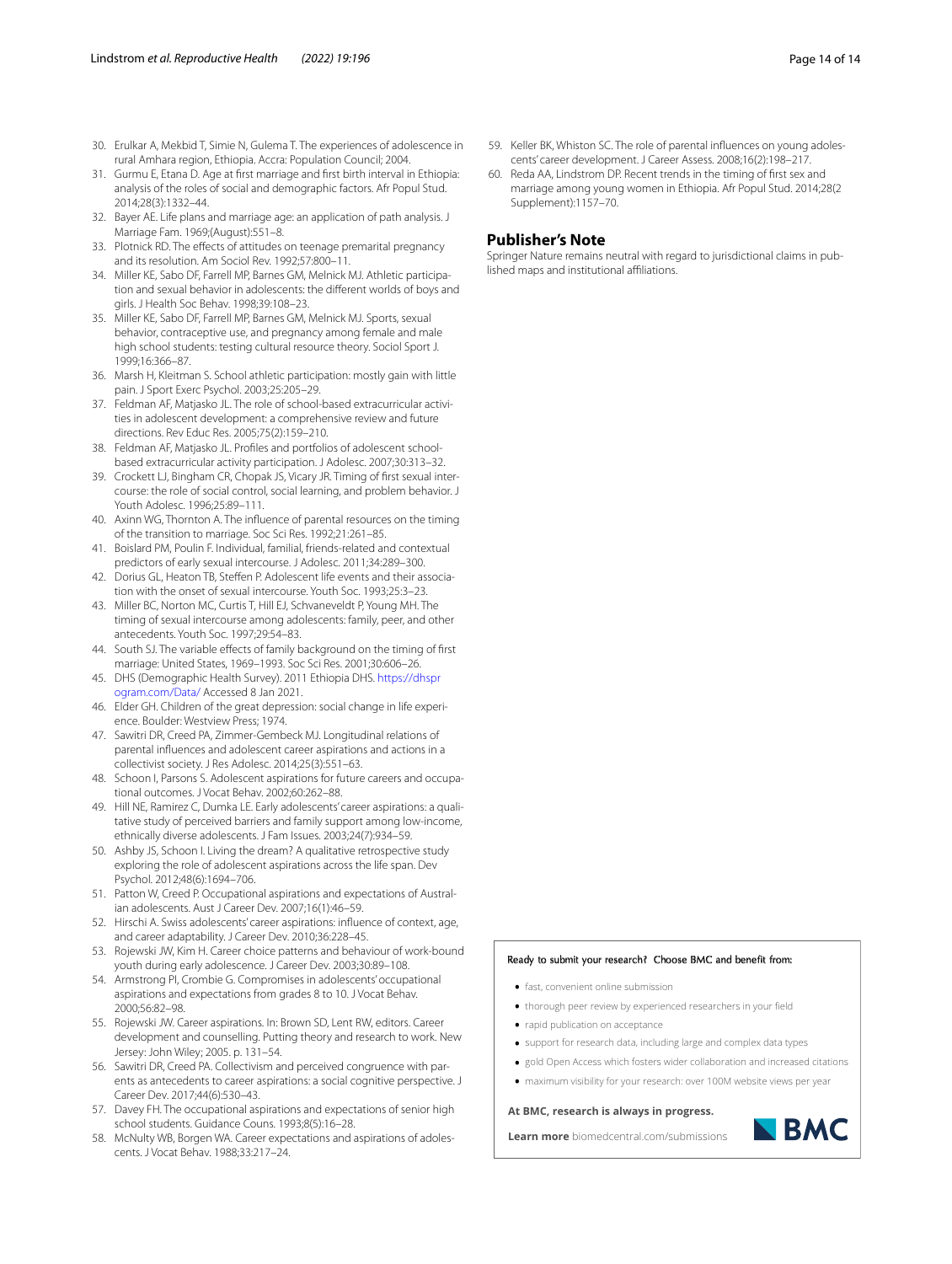30. Erulkar A, Mekbid T, Simie N, Gulema T. The experiences of adolescence in rural Amhara region, Ethiopia. Accra: Population Council; 2004.
31. Gurmu E, Etana D. Age at first marriage and first birth interval in Ethiopia: analysis of the roles of social and demographic factors. Afr Popul Stud. 2014;28(3):1332–44.
32. Bayer AE. Life plans and marriage age: an application of path analysis. J Marriage Fam. 1969;(August):551–8.
33. Plotnick RD. The effects of attitudes on teenage premarital pregnancy and its resolution. Am Sociol Rev. 1992;57:800–11.
34. Miller KE, Sabo DF, Farrell MP, Barnes GM, Melnick MJ. Athletic participation and sexual behavior in adolescents: the different worlds of boys and girls. J Health Soc Behav. 1998;39:108–23.
35. Miller KE, Sabo DF, Farrell MP, Barnes GM, Melnick MJ. Sports, sexual behavior, contraceptive use, and pregnancy among female and male high school students: testing cultural resource theory. Sociol Sport J. 1999;16:366–87.
36. Marsh H, Kleitman S. School athletic participation: mostly gain with little pain. J Sport Exerc Psychol. 2003;25:205–29.
37. Feldman AF, Matjasko JL. The role of school-based extracurricular activities in adolescent development: a comprehensive review and future directions. Rev Educ Res. 2005;75(2):159–210.
38. Feldman AF, Matjasko JL. Profiles and portfolios of adolescent school-based extracurricular activity participation. J Adolesc. 2007;30:313–32.
39. Crockett LJ, Bingham CR, Chopak JS, Vicary JR. Timing of first sexual intercourse: the role of social control, social learning, and problem behavior. J Youth Adolesc. 1996;25:89–111.
40. Axinn WG, Thornton A. The influence of parental resources on the timing of the transition to marriage. Soc Sci Res. 1992;21:261–85.
41. Boislard PM, Poulin F. Individual, familial, friends-related and contextual predictors of early sexual intercourse. J Adolesc. 2011;34:289–300.
42. Dorius GL, Heaton TB, Steffen P. Adolescent life events and their association with the onset of sexual intercourse. Youth Soc. 1993;25:3–23.
43. Miller BC, Norton MC, Curtis T, Hill EJ, Schvaneveldt P, Young MH. The timing of sexual intercourse among adolescents: family, peer, and other antecedents. Youth Soc. 1997;29:54–83.
44. South SJ. The variable effects of family background on the timing of first marriage: United States, 1969–1993. Soc Sci Res. 2001;30:606–26.
45. DHS (Demographic Health Survey). 2011 Ethiopia DHS. https://dhsprogram.com/Data/ Accessed 8 Jan 2021.
46. Elder GH. Children of the great depression: social change in life experience. Boulder: Westview Press; 1974.
47. Sawitri DR, Creed PA, Zimmer-Gembeck MJ. Longitudinal relations of parental influences and adolescent career aspirations and actions in a collectivist society. J Res Adolesc. 2014;25(3):551–63.
48. Schoon I, Parsons S. Adolescent aspirations for future careers and occupational outcomes. J Vocat Behav. 2002;60:262–88.
49. Hill NE, Ramirez C, Dumka LE. Early adolescents' career aspirations: a qualitative study of perceived barriers and family support among low-income, ethnically diverse adolescents. J Fam Issues. 2003;24(7):934–59.
50. Ashby JS, Schoon I. Living the dream? A qualitative retrospective study exploring the role of adolescent aspirations across the life span. Dev Psychol. 2012;48(6):1694–706.
51. Patton W, Creed P. Occupational aspirations and expectations of Australian adolescents. Aust J Career Dev. 2007;16(1):46–59.
52. Hirschi A. Swiss adolescents' career aspirations: influence of context, age, and career adaptability. J Career Dev. 2010;36:228–45.
53. Rojewski JW, Kim H. Career choice patterns and behaviour of work-bound youth during early adolescence. J Career Dev. 2003;30:89–108.
54. Armstrong PI, Crombie G. Compromises in adolescents' occupational aspirations and expectations from grades 8 to 10. J Vocat Behav. 2000;56:82–98.
55. Rojewski JW. Career aspirations. In: Brown SD, Lent RW, editors. Career development and counselling. Putting theory and research to work. New Jersey: John Wiley; 2005. p. 131–54.
56. Sawitri DR, Creed PA. Collectivism and perceived congruence with parents as antecedents to career aspirations: a social cognitive perspective. J Career Dev. 2017;44(6):530–43.
57. Davey FH. The occupational aspirations and expectations of senior high school students. Guidance Couns. 1993;8(5):16–28.
58. McNulty WB, Borgen WA. Career expectations and aspirations of adolescents. J Vocat Behav. 1988;33:217–24.
59. Keller BK, Whiston SC. The role of parental influences on young adolescents' career development. J Career Assess. 2008;16(2):198–217.
60. Reda AA, Lindstrom DP. Recent trends in the timing of first sex and marriage among young women in Ethiopia. Afr Popul Stud. 2014;28(2 Supplement):1157–70.

## Publisher's Note

Springer Nature remains neutral with regard to jurisdictional claims in published maps and institutional affiliations.

Ready to submit your research? Choose BMC and benefit from:

- fast, convenient online submission
- thorough peer review by experienced researchers in your field
- rapid publication on acceptance
- support for research data, including large and complex data types
- gold Open Access which fosters wider collaboration and increased citations
- maximum visibility for your research: over 100M website views per year

**At BMC, research is always in progress.**

**Learn more** biomedcentral.com/submissions

BMC